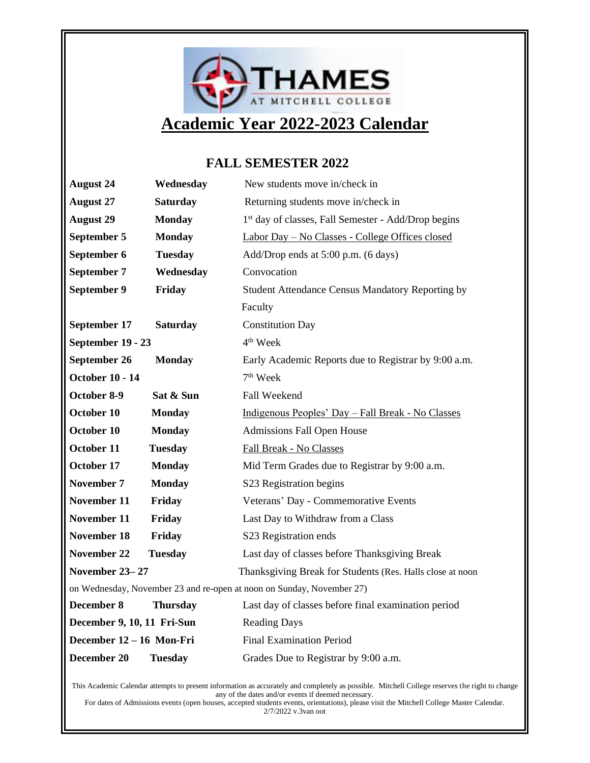# Academic Year 2022-2023 Calendar

## FALL SEMESTER 2022

| | | |
|---|---|---|
| **August 24** | **Wednesday** | New students move in/check in |
| **August 27** | **Saturday** | Returning students move in/check in |
| **August 29** | **Monday** | 1st day of classes, Fall Semester - Add/Drop begins |
| **September 5** | **Monday** | Labor Day – No Classes - College Offices closed |
| **September 6** | **Tuesday** | Add/Drop ends at 5:00 p.m. (6 days) |
| **September 7** | **Wednesday** | Convocation |
| **September 9** | **Friday** | Student Attendance Census Mandatory Reporting by Faculty |
| **September 17** | **Saturday** | Constitution Day |
| **September 19 - 23** | | 4th Week |
| **September 26** | **Monday** | Early Academic Reports due to Registrar by 9:00 a.m. |
| **October 10 - 14** | | 7th Week |
| **October 8-9** | **Sat & Sun** | Fall Weekend |
| **October 10** | **Monday** | Indigenous Peoples' Day – Fall Break - No Classes |
| **October 10** | **Monday** | Admissions Fall Open House |
| **October 11** | **Tuesday** | Fall Break - No Classes |
| **October 17** | **Monday** | Mid Term Grades due to Registrar by 9:00 a.m. |
| **November 7** | **Monday** | S23 Registration begins |
| **November 11** | **Friday** | Veterans' Day - Commemorative Events |
| **November 11** | **Friday** | Last Day to Withdraw from a Class |
| **November 18** | **Friday** | S23 Registration ends |
| **November 22** | **Tuesday** | Last day of classes before Thanksgiving Break |
| **November 23– 27** | | Thanksgiving Break for Students (Res. Halls close at noon on Wednesday, November 23 and re-open at noon on Sunday, November 27) |
| **December 8** | **Thursday** | Last day of classes before final examination period |
| **December 9, 10, 11** | **Fri-Sun** | Reading Days |
| **December 12 – 16** | **Mon-Fri** | Final Examination Period |
| **December 20** | **Tuesday** | Grades Due to Registrar by 9:00 a.m. |

This Academic Calendar attempts to present information as accurately and completely as possible. Mitchell College reserves the right to change any of the dates and/or events if deemed necessary.

For dates of Admissions events (open houses, accepted students events, orientations), please visit the Mitchell College Master Calendar.

2/7/2022 v.3van oot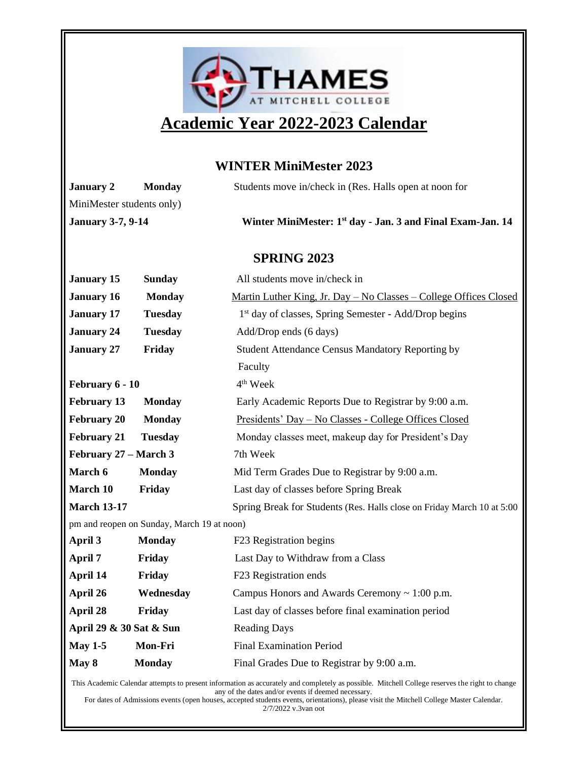# Academic Year 2022-2023 Calendar

## WINTER MiniMester 2023

**January 2** **Monday** Students move in/check in (Res. Halls open at noon for MiniMester students only)

**January 3-7, 9-14** **Winter MiniMester: 1st day - Jan. 3 and Final Exam-Jan. 14**

## SPRING 2023

| | | |
|---|---|---|
| **January 15** | **Sunday** | All students move in/check in |
| **January 16** | **Monday** | Martin Luther King, Jr. Day – No Classes – College Offices Closed |
| **January 17** | **Tuesday** | 1st day of classes, Spring Semester - Add/Drop begins |
| **January 24** | **Tuesday** | Add/Drop ends (6 days) |
| **January 27** | **Friday** | Student Attendance Census Mandatory Reporting by Faculty |
| **February 6 - 10** | | 4th Week |
| **February 13** | **Monday** | Early Academic Reports Due to Registrar by 9:00 a.m. |
| **February 20** | **Monday** | Presidents' Day – No Classes - College Offices Closed |
| **February 21** | **Tuesday** | Monday classes meet, makeup day for President's Day |
| **February 27 – March 3** | | 7th Week |
| **March 6** | **Monday** | Mid Term Grades Due to Registrar by 9:00 a.m. |
| **March 10** | **Friday** | Last day of classes before Spring Break |
| **March 13-17** | | Spring Break for Students (Res. Halls close on Friday March 10 at 5:00 pm and reopen on Sunday, March 19 at noon) |
| **April 3** | **Monday** | F23 Registration begins |
| **April 7** | **Friday** | Last Day to Withdraw from a Class |
| **April 14** | **Friday** | F23 Registration ends |
| **April 26** | **Wednesday** | Campus Honors and Awards Ceremony ~ 1:00 p.m. |
| **April 28** | **Friday** | Last day of classes before final examination period |
| **April 29 & 30** | **Sat & Sun** | Reading Days |
| **May 1-5** | **Mon-Fri** | Final Examination Period |
| **May 8** | **Monday** | Final Grades Due to Registrar by 9:00 a.m. |

This Academic Calendar attempts to present information as accurately and completely as possible. Mitchell College reserves the right to change any of the dates and/or events if deemed necessary.

For dates of Admissions events (open houses, accepted students events, orientations), please visit the Mitchell College Master Calendar.

2/7/2022 v.3van oot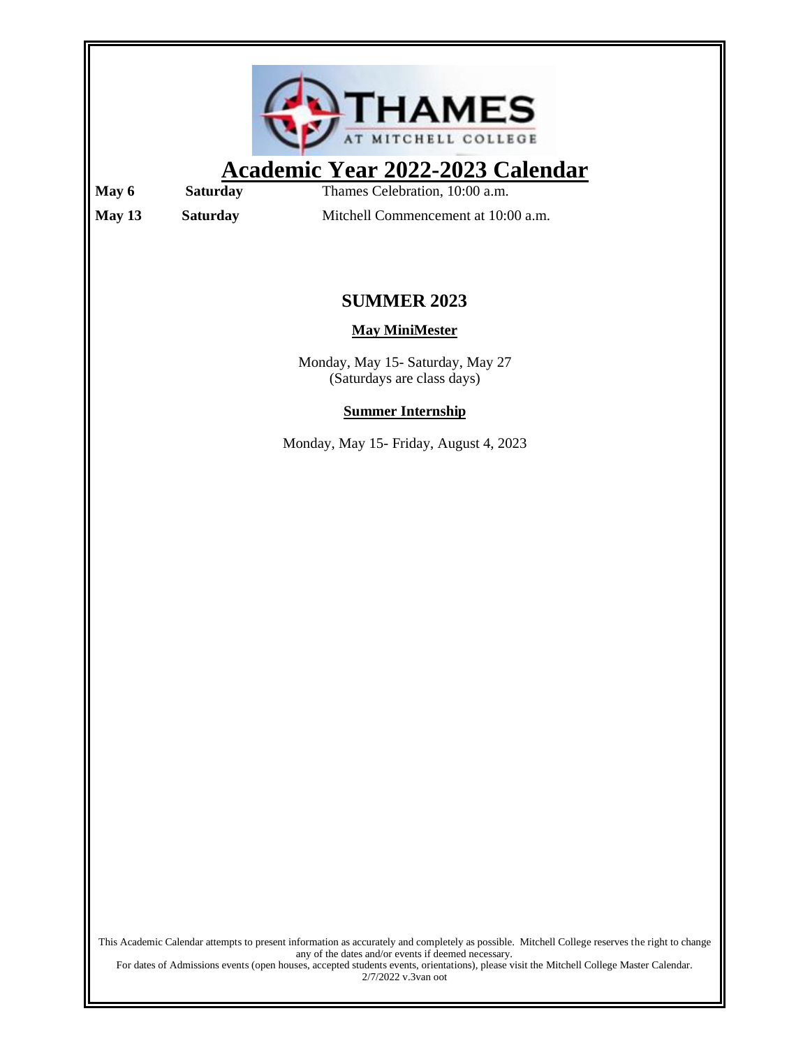# Academic Year 2022-2023 Calendar

| | | |
|---|---|---|
| **May 6** | **Saturday** | Thames Celebration, 10:00 a.m. |
| **May 13** | **Saturday** | Mitchell Commencement at 10:00 a.m. |

## SUMMER 2023

### May MiniMester

Monday, May 15- Saturday, May 27
(Saturdays are class days)

### Summer Internship

Monday, May 15- Friday, August 4, 2023

This Academic Calendar attempts to present information as accurately and completely as possible. Mitchell College reserves the right to change any of the dates and/or events if deemed necessary.
For dates of Admissions events (open houses, accepted students events, orientations), please visit the Mitchell College Master Calendar.
2/7/2022 v.3van oot